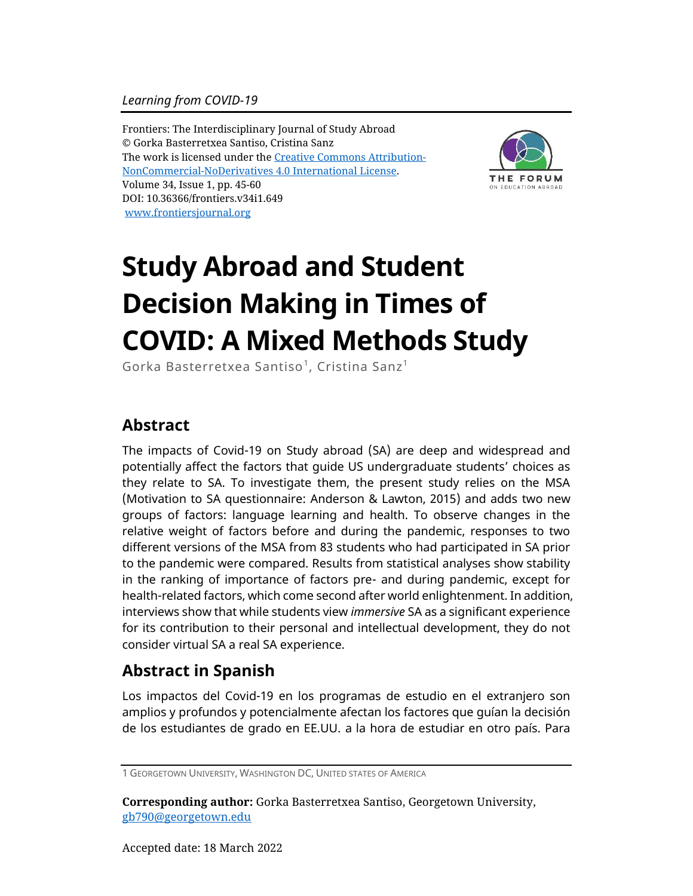*Learning from COVID-19*

Frontiers: The Interdisciplinary Journal of Study Abroad
© Gorka Basterretxea Santiso, Cristina Sanz
The work is licensed under the [Creative Commons Attribution-NonCommercial-NoDerivatives 4.0 International License](https://creativecommons.org/licenses/by-nc-nd/4.0/).
Volume 34, Issue 1, pp. 45-60
DOI: 10.36366/frontiers.v34i1.649
[www.frontiersjournal.org](http://www.frontiersjournal.org)

# Study Abroad and Student Decision Making in Times of COVID: A Mixed Methods Study

Gorka Basterretxea Santiso[1], Cristina Sanz[1]

## Abstract

The impacts of Covid-19 on Study abroad (SA) are deep and widespread and potentially affect the factors that guide US undergraduate students' choices as they relate to SA. To investigate them, the present study relies on the MSA (Motivation to SA questionnaire: Anderson & Lawton, 2015) and adds two new groups of factors: language learning and health. To observe changes in the relative weight of factors before and during the pandemic, responses to two different versions of the MSA from 83 students who had participated in SA prior to the pandemic were compared. Results from statistical analyses show stability in the ranking of importance of factors pre- and during pandemic, except for health-related factors, which come second after world enlightenment. In addition, interviews show that while students view *immersive* SA as a significant experience for its contribution to their personal and intellectual development, they do not consider virtual SA a real SA experience.

## Abstract in Spanish

Los impactos del Covid-19 en los programas de estudio en el extranjero son amplios y profundos y potencialmente afectan los factores que guían la decisión de los estudiantes de grado en EE.UU. a la hora de estudiar en otro país. Para

---

1 Georgetown University, Washington DC, United states of America

**Corresponding author:** Gorka Basterretxea Santiso, Georgetown University, gb790@georgetown.edu

Accepted date: 18 March 2022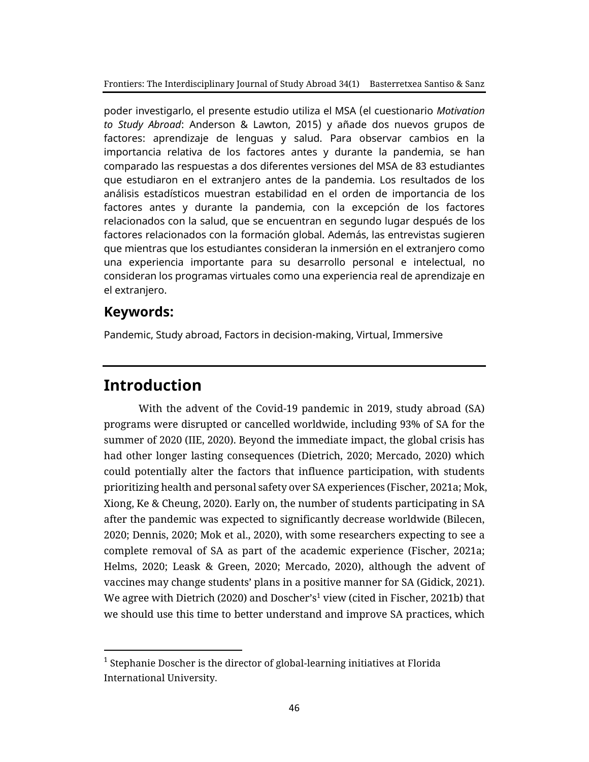poder investigarlo, el presente estudio utiliza el MSA (el cuestionario *Motivation to Study Abroad*: Anderson & Lawton, 2015) y añade dos nuevos grupos de factores: aprendizaje de lenguas y salud. Para observar cambios en la importancia relativa de los factores antes y durante la pandemia, se han comparado las respuestas a dos diferentes versiones del MSA de 83 estudiantes que estudiaron en el extranjero antes de la pandemia. Los resultados de los análisis estadísticos muestran estabilidad en el orden de importancia de los factores antes y durante la pandemia, con la excepción de los factores relacionados con la salud, que se encuentran en segundo lugar después de los factores relacionados con la formación global. Además, las entrevistas sugieren que mientras que los estudiantes consideran la inmersión en el extranjero como una experiencia importante para su desarrollo personal e intelectual, no consideran los programas virtuales como una experiencia real de aprendizaje en el extranjero.

## Keywords:

Pandemic, Study abroad, Factors in decision-making, Virtual, Immersive

## Introduction

With the advent of the Covid-19 pandemic in 2019, study abroad (SA) programs were disrupted or cancelled worldwide, including 93% of SA for the summer of 2020 (IIE, 2020). Beyond the immediate impact, the global crisis has had other longer lasting consequences (Dietrich, 2020; Mercado, 2020) which could potentially alter the factors that influence participation, with students prioritizing health and personal safety over SA experiences (Fischer, 2021a; Mok, Xiong, Ke & Cheung, 2020). Early on, the number of students participating in SA after the pandemic was expected to significantly decrease worldwide (Bilecen, 2020; Dennis, 2020; Mok et al., 2020), with some researchers expecting to see a complete removal of SA as part of the academic experience (Fischer, 2021a; Helms, 2020; Leask & Green, 2020; Mercado, 2020), although the advent of vaccines may change students' plans in a positive manner for SA (Gidick, 2021). We agree with Dietrich (2020) and Doscher's[1] view (cited in Fischer, 2021b) that we should use this time to better understand and improve SA practices, which

[1] Stephanie Doscher is the director of global-learning initiatives at Florida International University.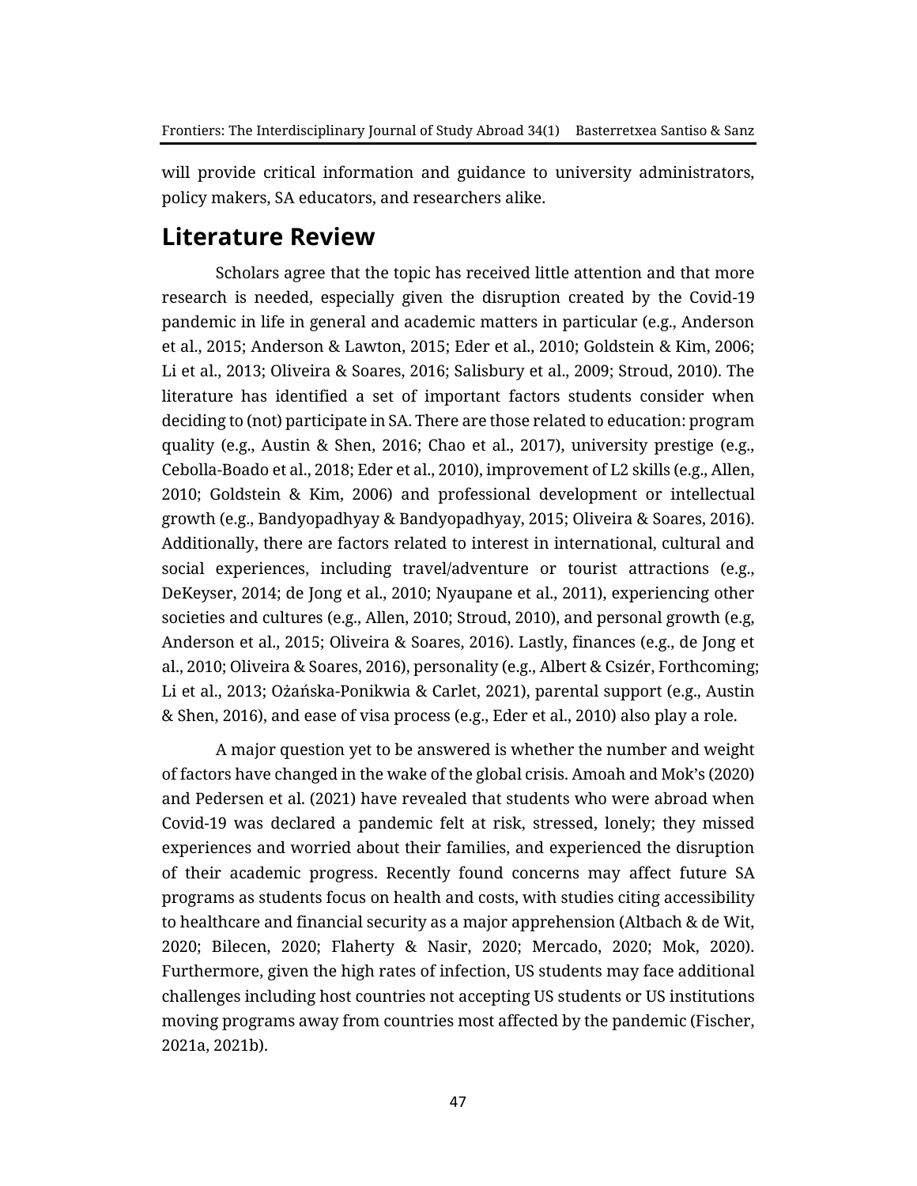will provide critical information and guidance to university administrators, policy makers, SA educators, and researchers alike.

## Literature Review

Scholars agree that the topic has received little attention and that more research is needed, especially given the disruption created by the Covid-19 pandemic in life in general and academic matters in particular (e.g., Anderson et al., 2015; Anderson & Lawton, 2015; Eder et al., 2010; Goldstein & Kim, 2006; Li et al., 2013; Oliveira & Soares, 2016; Salisbury et al., 2009; Stroud, 2010). The literature has identified a set of important factors students consider when deciding to (not) participate in SA. There are those related to education: program quality (e.g., Austin & Shen, 2016; Chao et al., 2017), university prestige (e.g., Cebolla-Boado et al., 2018; Eder et al., 2010), improvement of L2 skills (e.g., Allen, 2010; Goldstein & Kim, 2006) and professional development or intellectual growth (e.g., Bandyopadhyay & Bandyopadhyay, 2015; Oliveira & Soares, 2016). Additionally, there are factors related to interest in international, cultural and social experiences, including travel/adventure or tourist attractions (e.g., DeKeyser, 2014; de Jong et al., 2010; Nyaupane et al., 2011), experiencing other societies and cultures (e.g., Allen, 2010; Stroud, 2010), and personal growth (e.g, Anderson et al., 2015; Oliveira & Soares, 2016). Lastly, finances (e.g., de Jong et al., 2010; Oliveira & Soares, 2016), personality (e.g., Albert & Csizér, Forthcoming; Li et al., 2013; Ożańska-Ponikwia & Carlet, 2021), parental support (e.g., Austin & Shen, 2016), and ease of visa process (e.g., Eder et al., 2010) also play a role.

A major question yet to be answered is whether the number and weight of factors have changed in the wake of the global crisis. Amoah and Mok's (2020) and Pedersen et al. (2021) have revealed that students who were abroad when Covid-19 was declared a pandemic felt at risk, stressed, lonely; they missed experiences and worried about their families, and experienced the disruption of their academic progress. Recently found concerns may affect future SA programs as students focus on health and costs, with studies citing accessibility to healthcare and financial security as a major apprehension (Altbach & de Wit, 2020; Bilecen, 2020; Flaherty & Nasir, 2020; Mercado, 2020; Mok, 2020). Furthermore, given the high rates of infection, US students may face additional challenges including host countries not accepting US students or US institutions moving programs away from countries most affected by the pandemic (Fischer, 2021a, 2021b).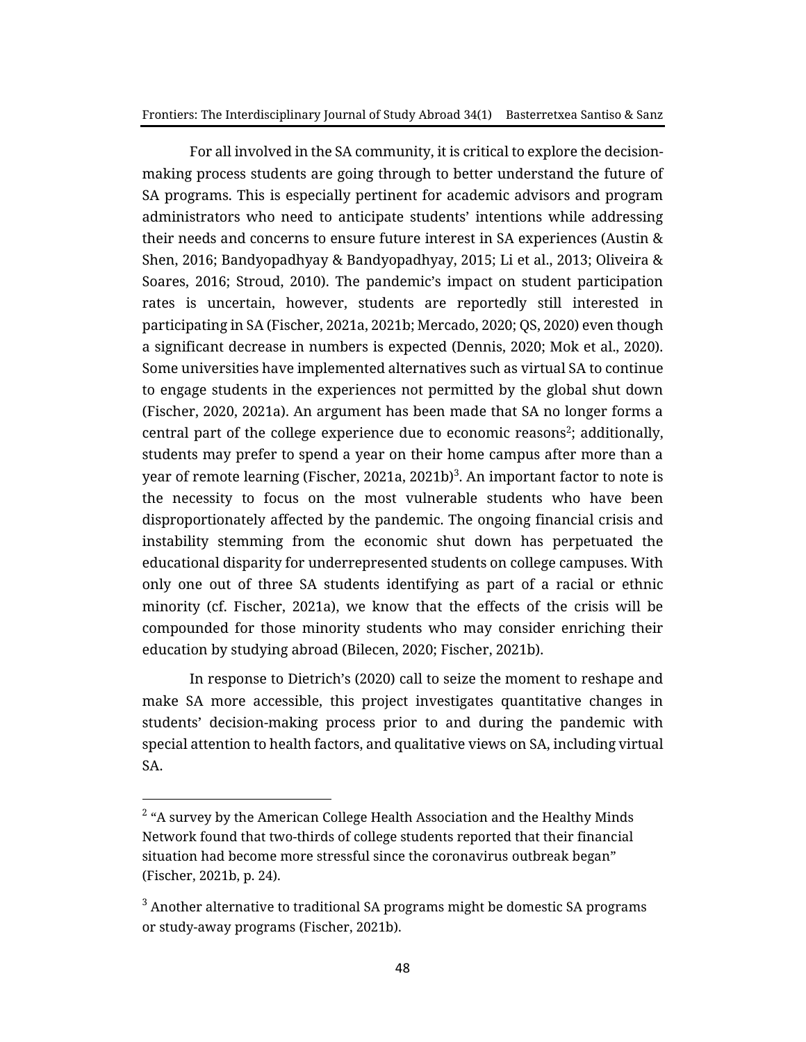For all involved in the SA community, it is critical to explore the decision-making process students are going through to better understand the future of SA programs. This is especially pertinent for academic advisors and program administrators who need to anticipate students' intentions while addressing their needs and concerns to ensure future interest in SA experiences (Austin & Shen, 2016; Bandyopadhyay & Bandyopadhyay, 2015; Li et al., 2013; Oliveira & Soares, 2016; Stroud, 2010). The pandemic's impact on student participation rates is uncertain, however, students are reportedly still interested in participating in SA (Fischer, 2021a, 2021b; Mercado, 2020; QS, 2020) even though a significant decrease in numbers is expected (Dennis, 2020; Mok et al., 2020). Some universities have implemented alternatives such as virtual SA to continue to engage students in the experiences not permitted by the global shut down (Fischer, 2020, 2021a). An argument has been made that SA no longer forms a central part of the college experience due to economic reasons[2]; additionally, students may prefer to spend a year on their home campus after more than a year of remote learning (Fischer, 2021a, 2021b)[3]. An important factor to note is the necessity to focus on the most vulnerable students who have been disproportionately affected by the pandemic. The ongoing financial crisis and instability stemming from the economic shut down has perpetuated the educational disparity for underrepresented students on college campuses. With only one out of three SA students identifying as part of a racial or ethnic minority (cf. Fischer, 2021a), we know that the effects of the crisis will be compounded for those minority students who may consider enriching their education by studying abroad (Bilecen, 2020; Fischer, 2021b).

In response to Dietrich's (2020) call to seize the moment to reshape and make SA more accessible, this project investigates quantitative changes in students' decision-making process prior to and during the pandemic with special attention to health factors, and qualitative views on SA, including virtual SA.

---

[2] "A survey by the American College Health Association and the Healthy Minds Network found that two-thirds of college students reported that their financial situation had become more stressful since the coronavirus outbreak began" (Fischer, 2021b, p. 24).

[3] Another alternative to traditional SA programs might be domestic SA programs or study-away programs (Fischer, 2021b).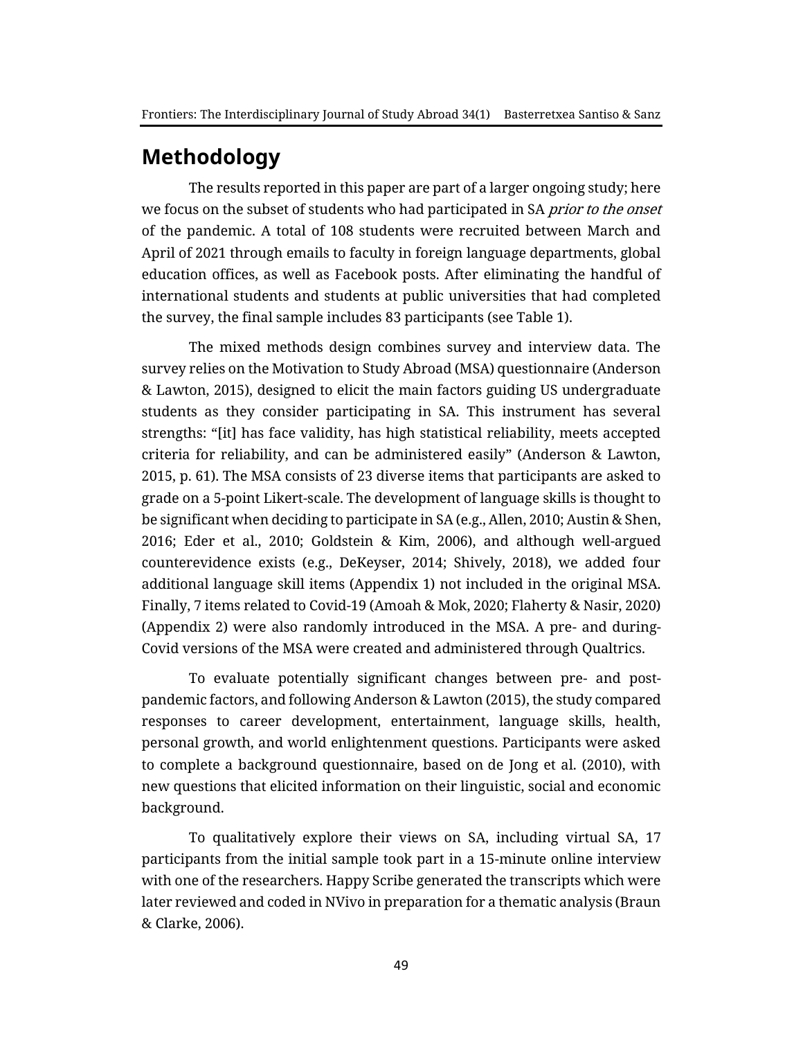## Methodology

The results reported in this paper are part of a larger ongoing study; here we focus on the subset of students who had participated in SA *prior to the onset* of the pandemic. A total of 108 students were recruited between March and April of 2021 through emails to faculty in foreign language departments, global education offices, as well as Facebook posts. After eliminating the handful of international students and students at public universities that had completed the survey, the final sample includes 83 participants (see Table 1).

The mixed methods design combines survey and interview data. The survey relies on the Motivation to Study Abroad (MSA) questionnaire (Anderson & Lawton, 2015), designed to elicit the main factors guiding US undergraduate students as they consider participating in SA. This instrument has several strengths: "[it] has face validity, has high statistical reliability, meets accepted criteria for reliability, and can be administered easily" (Anderson & Lawton, 2015, p. 61). The MSA consists of 23 diverse items that participants are asked to grade on a 5-point Likert-scale. The development of language skills is thought to be significant when deciding to participate in SA (e.g., Allen, 2010; Austin & Shen, 2016; Eder et al., 2010; Goldstein & Kim, 2006), and although well-argued counterevidence exists (e.g., DeKeyser, 2014; Shively, 2018), we added four additional language skill items (Appendix 1) not included in the original MSA. Finally, 7 items related to Covid-19 (Amoah & Mok, 2020; Flaherty & Nasir, 2020) (Appendix 2) were also randomly introduced in the MSA. A pre- and during-Covid versions of the MSA were created and administered through Qualtrics.

To evaluate potentially significant changes between pre- and post-pandemic factors, and following Anderson & Lawton (2015), the study compared responses to career development, entertainment, language skills, health, personal growth, and world enlightenment questions. Participants were asked to complete a background questionnaire, based on de Jong et al. (2010), with new questions that elicited information on their linguistic, social and economic background.

To qualitatively explore their views on SA, including virtual SA, 17 participants from the initial sample took part in a 15-minute online interview with one of the researchers. Happy Scribe generated the transcripts which were later reviewed and coded in NVivo in preparation for a thematic analysis (Braun & Clarke, 2006).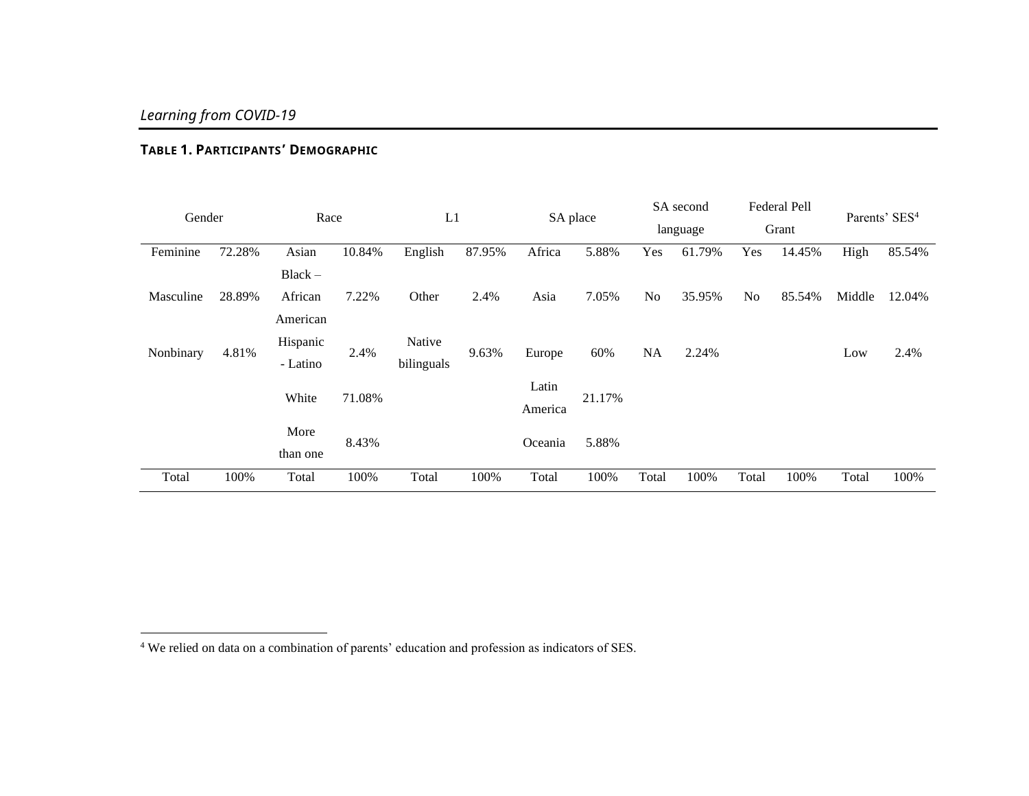**TABLE 1. PARTICIPANTS' DEMOGRAPHIC**

| Gender | | Race | | L1 | | SA place | | SA second language | | Federal Pell Grant | | Parents' SES[4] | |
|---|---|---|---|---|---|---|---|---|---|---|---|---|---|
| Feminine | 72.28% | Asian | 10.84% | English | 87.95% | Africa | 5.88% | Yes | 61.79% | Yes | 14.45% | High | 85.54% |
| Masculine | 28.89% | Black – African American | 7.22% | Other | 2.4% | Asia | 7.05% | No | 35.95% | No | 85.54% | Middle | 12.04% |
| Nonbinary | 4.81% | Hispanic - Latino | 2.4% | Native bilinguals | 9.63% | Europe | 60% | NA | 2.24% | | | Low | 2.4% |
| | | White | 71.08% | | | Latin America | 21.17% | | | | | | |
| | | More than one | 8.43% | | | Oceania | 5.88% | | | | | | |
| Total | 100% | Total | 100% | Total | 100% | Total | 100% | Total | 100% | Total | 100% | Total | 100% |

[4] We relied on data on a combination of parents' education and profession as indicators of SES.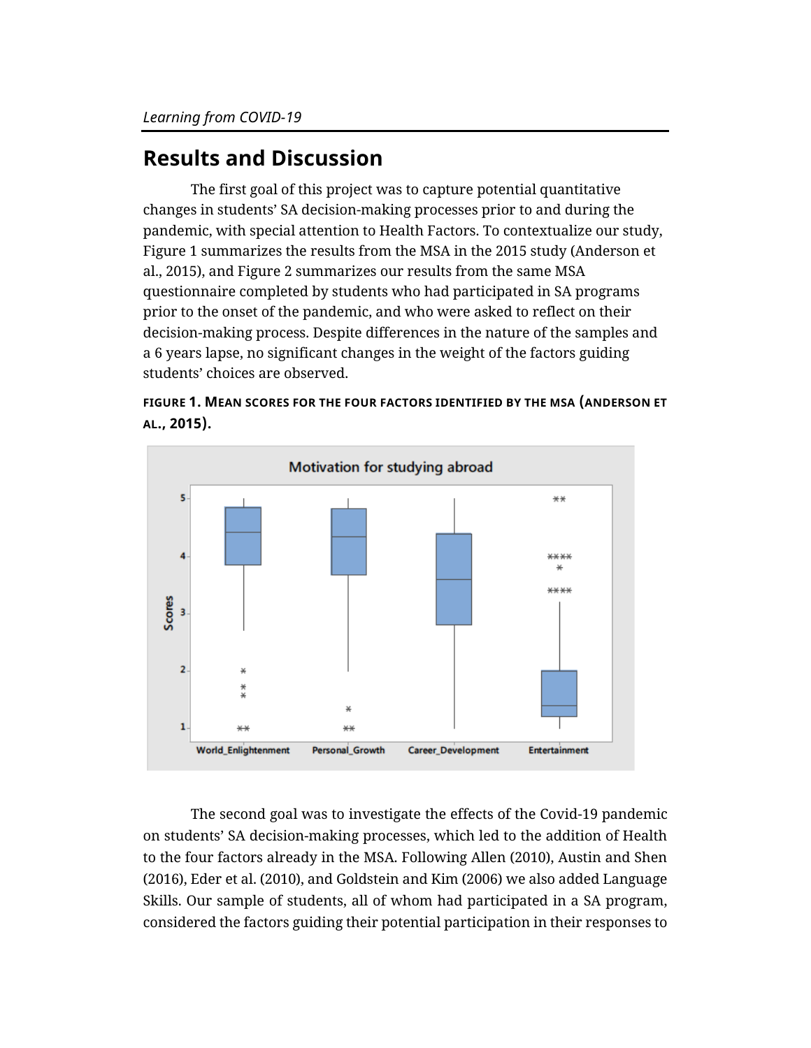## Results and Discussion

The first goal of this project was to capture potential quantitative changes in students' SA decision-making processes prior to and during the pandemic, with special attention to Health Factors. To contextualize our study, Figure 1 summarizes the results from the MSA in the 2015 study (Anderson et al., 2015), and Figure 2 summarizes our results from the same MSA questionnaire completed by students who had participated in SA programs prior to the onset of the pandemic, and who were asked to reflect on their decision-making process. Despite differences in the nature of the samples and a 6 years lapse, no significant changes in the weight of the factors guiding students' choices are observed.

**FIGURE 1. MEAN SCORES FOR THE FOUR FACTORS IDENTIFIED BY THE MSA (ANDERSON ET AL., 2015).**

The second goal was to investigate the effects of the Covid-19 pandemic on students' SA decision-making processes, which led to the addition of Health to the four factors already in the MSA. Following Allen (2010), Austin and Shen (2016), Eder et al. (2010), and Goldstein and Kim (2006) we also added Language Skills. Our sample of students, all of whom had participated in a SA program, considered the factors guiding their potential participation in their responses to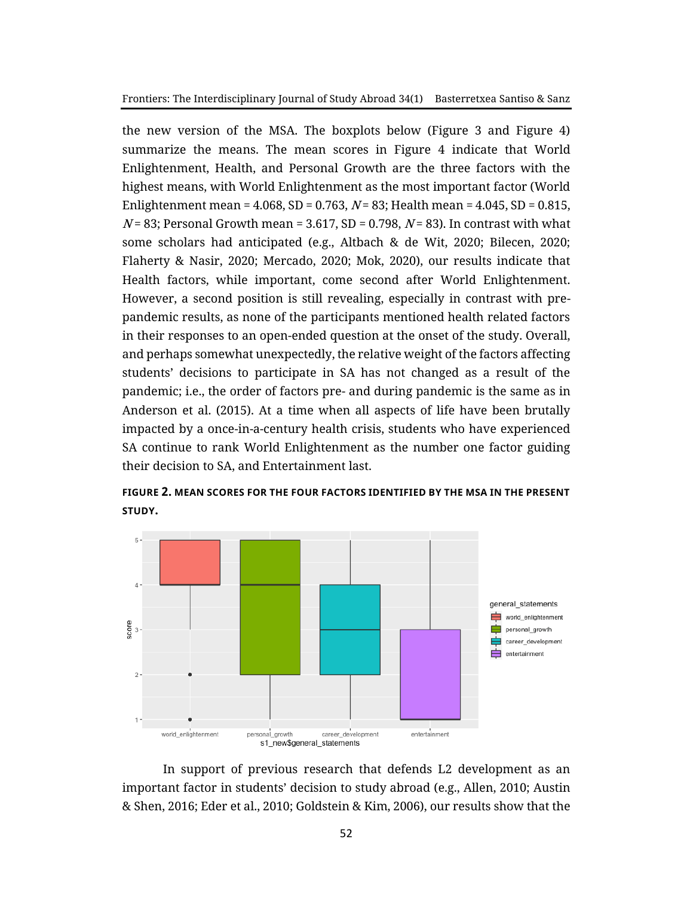the new version of the MSA. The boxplots below (Figure 3 and Figure 4) summarize the means. The mean scores in Figure 4 indicate that World Enlightenment, Health, and Personal Growth are the three factors with the highest means, with World Enlightenment as the most important factor (World Enlightenment mean = 4.068, SD = 0.763, $N$ = 83; Health mean = 4.045, SD = 0.815, $N$ = 83; Personal Growth mean = 3.617, SD = 0.798, $N$ = 83). In contrast with what some scholars had anticipated (e.g., Altbach & de Wit, 2020; Bilecen, 2020; Flaherty & Nasir, 2020; Mercado, 2020; Mok, 2020), our results indicate that Health factors, while important, come second after World Enlightenment. However, a second position is still revealing, especially in contrast with pre-pandemic results, as none of the participants mentioned health related factors in their responses to an open-ended question at the onset of the study. Overall, and perhaps somewhat unexpectedly, the relative weight of the factors affecting students' decisions to participate in SA has not changed as a result of the pandemic; i.e., the order of factors pre- and during pandemic is the same as in Anderson et al. (2015). At a time when all aspects of life have been brutally impacted by a once-in-a-century health crisis, students who have experienced SA continue to rank World Enlightenment as the number one factor guiding their decision to SA, and Entertainment last.

**FIGURE 2. MEAN SCORES FOR THE FOUR FACTORS IDENTIFIED BY THE MSA IN THE PRESENT STUDY.**

In support of previous research that defends L2 development as an important factor in students' decision to study abroad (e.g., Allen, 2010; Austin & Shen, 2016; Eder et al., 2010; Goldstein & Kim, 2006), our results show that the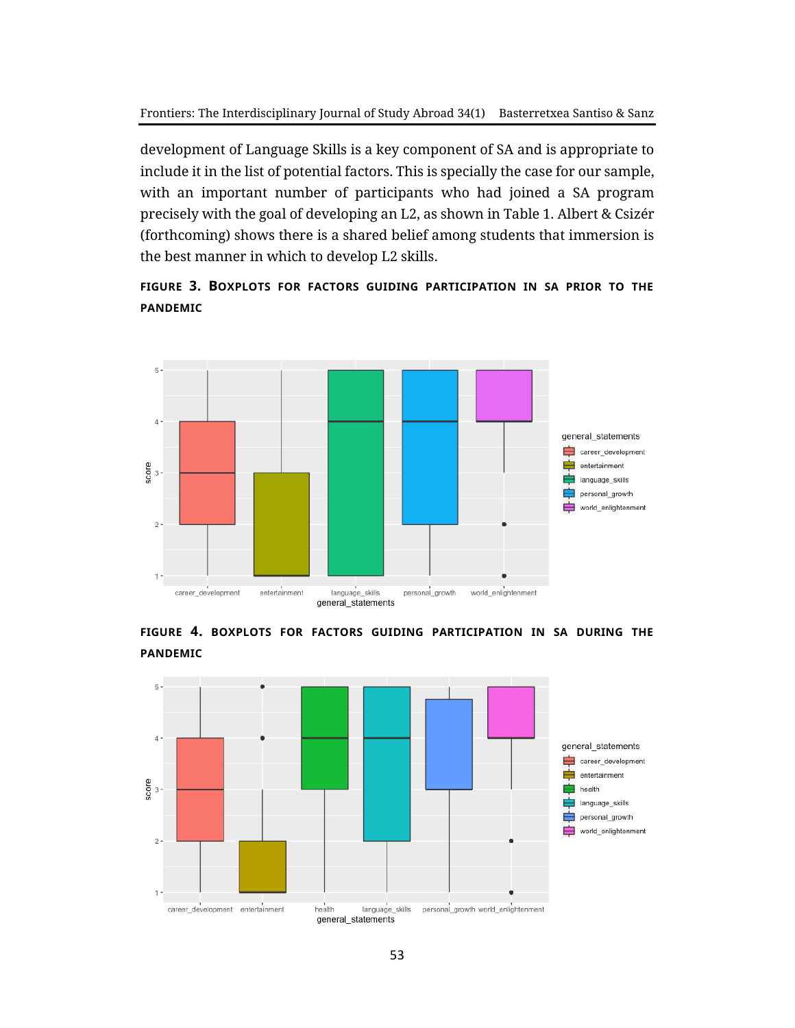development of Language Skills is a key component of SA and is appropriate to include it in the list of potential factors. This is specially the case for our sample, with an important number of participants who had joined a SA program precisely with the goal of developing an L2, as shown in Table 1. Albert & Csizér (forthcoming) shows there is a shared belief among students that immersion is the best manner in which to develop L2 skills.

**FIGURE 3. BOXPLOTS FOR FACTORS GUIDING PARTICIPATION IN SA PRIOR TO THE PANDEMIC**

**FIGURE 4. BOXPLOTS FOR FACTORS GUIDING PARTICIPATION IN SA DURING THE PANDEMIC**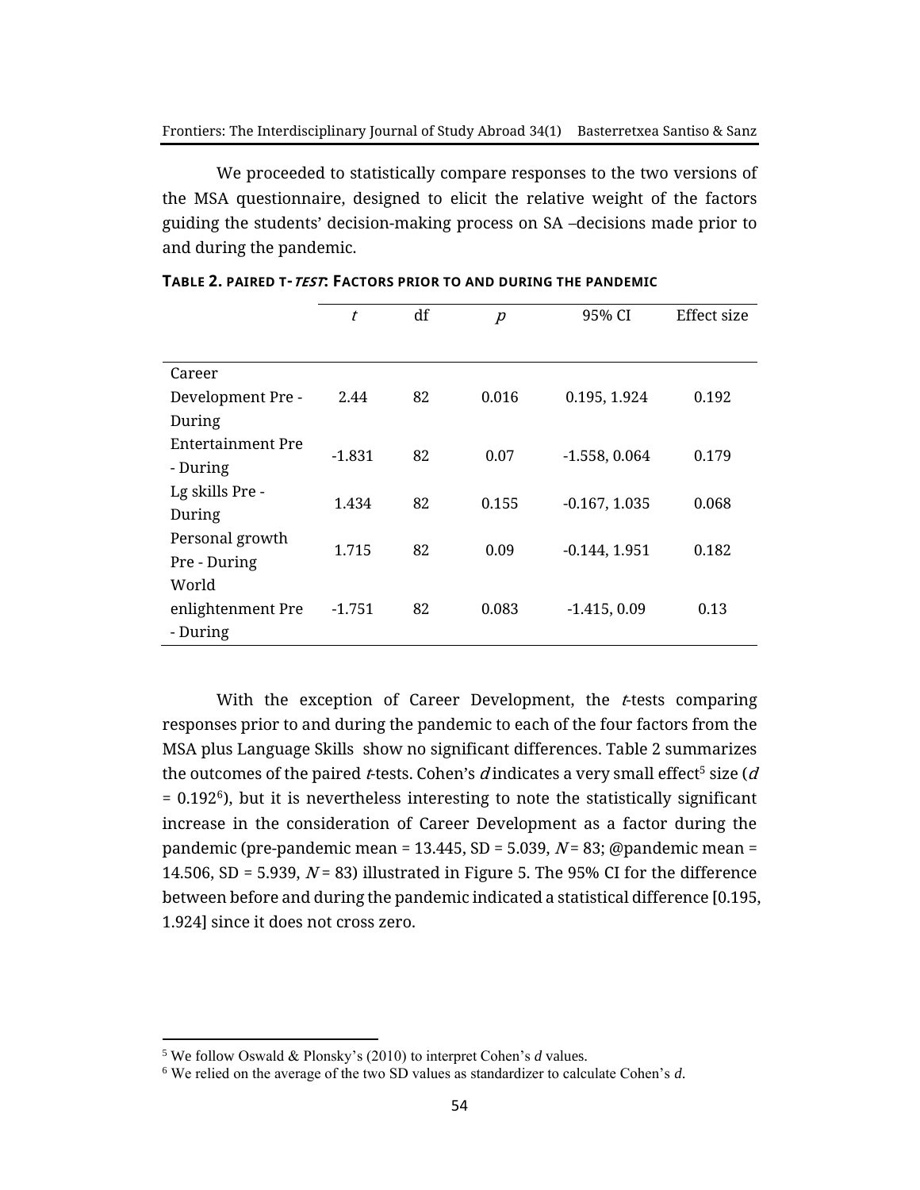We proceeded to statistically compare responses to the two versions of the MSA questionnaire, designed to elicit the relative weight of the factors guiding the students' decision-making process on SA –decisions made prior to and during the pandemic.

**TABLE 2. PAIRED T-*TEST*: FACTORS PRIOR TO AND DURING THE PANDEMIC**

| | *t* | df | *p* | 95% CI | Effect size |
|---|---|---|---|---|---|
| Career Development Pre - During | 2.44 | 82 | 0.016 | 0.195, 1.924 | 0.192 |
| Entertainment Pre - During | -1.831 | 82 | 0.07 | -1.558, 0.064 | 0.179 |
| Lg skills Pre - During | 1.434 | 82 | 0.155 | -0.167, 1.035 | 0.068 |
| Personal growth Pre - During | 1.715 | 82 | 0.09 | -0.144, 1.951 | 0.182 |
| World enlightenment Pre - During | -1.751 | 82 | 0.083 | -1.415, 0.09 | 0.13 |

With the exception of Career Development, the *t*-tests comparing responses prior to and during the pandemic to each of the four factors from the MSA plus Language Skills show no significant differences. Table 2 summarizes the outcomes of the paired *t*-tests. Cohen's *d* indicates a very small effect[5] size ($d = 0.192$[6]), but it is nevertheless interesting to note the statistically significant increase in the consideration of Career Development as a factor during the pandemic (pre-pandemic mean = 13.445, SD = 5.039, $N = 83$; @pandemic mean = 14.506, SD = 5.939, $N = 83$) illustrated in Figure 5. The 95% CI for the difference between before and during the pandemic indicated a statistical difference [0.195, 1.924] since it does not cross zero.

---

[5] We follow Oswald & Plonsky's (2010) to interpret Cohen's *d* values.

[6] We relied on the average of the two SD values as standardizer to calculate Cohen's *d*.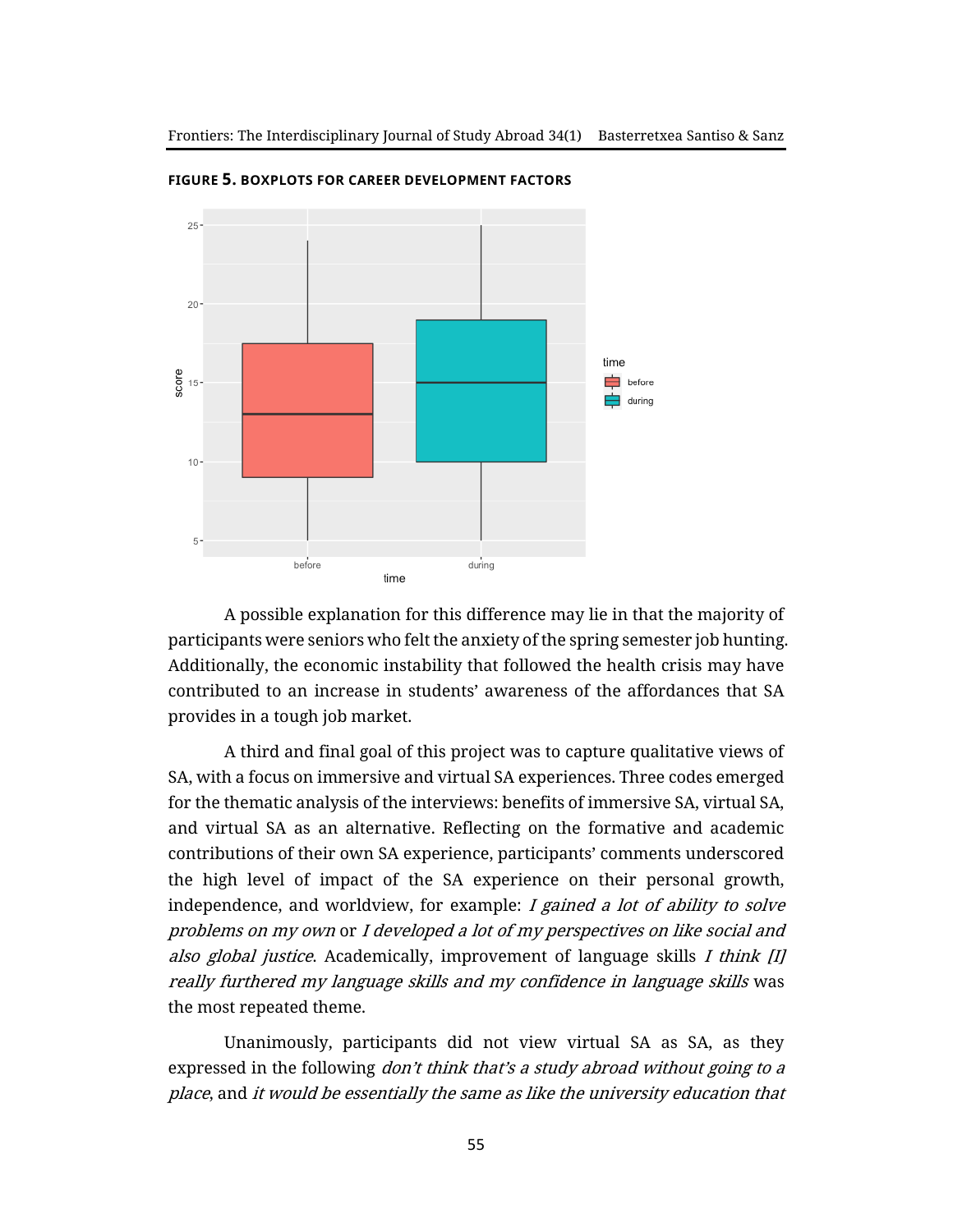**FIGURE 5. BOXPLOTS FOR CAREER DEVELOPMENT FACTORS**

A possible explanation for this difference may lie in that the majority of participants were seniors who felt the anxiety of the spring semester job hunting. Additionally, the economic instability that followed the health crisis may have contributed to an increase in students' awareness of the affordances that SA provides in a tough job market.

A third and final goal of this project was to capture qualitative views of SA, with a focus on immersive and virtual SA experiences. Three codes emerged for the thematic analysis of the interviews: benefits of immersive SA, virtual SA, and virtual SA as an alternative. Reflecting on the formative and academic contributions of their own SA experience, participants' comments underscored the high level of impact of the SA experience on their personal growth, independence, and worldview, for example: *I gained a lot of ability to solve problems on my own* or *I developed a lot of my perspectives on like social and also global justice*. Academically, improvement of language skills *I think [I] really furthered my language skills and my confidence in language skills* was the most repeated theme.

Unanimously, participants did not view virtual SA as SA, as they expressed in the following *don't think that's a study abroad without going to a place*, and *it would be essentially the same as like the university education that*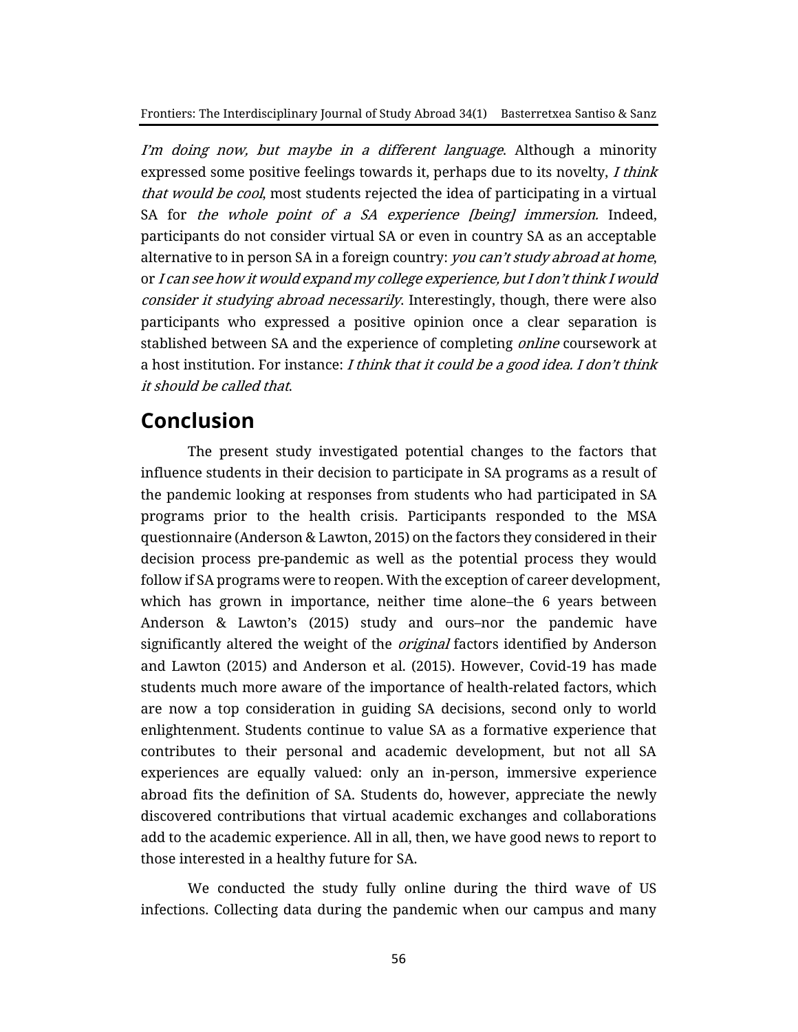*I'm doing now, but maybe in a different language*. Although a minority expressed some positive feelings towards it, perhaps due to its novelty, *I think that would be cool*, most students rejected the idea of participating in a virtual SA for *the whole point of a SA experience [being] immersion.* Indeed, participants do not consider virtual SA or even in country SA as an acceptable alternative to in person SA in a foreign country: *you can't study abroad at home*, or *I can see how it would expand my college experience, but I don't think I would consider it studying abroad necessarily*. Interestingly, though, there were also participants who expressed a positive opinion once a clear separation is stablished between SA and the experience of completing *online* coursework at a host institution. For instance: *I think that it could be a good idea. I don't think it should be called that*.

## Conclusion

The present study investigated potential changes to the factors that influence students in their decision to participate in SA programs as a result of the pandemic looking at responses from students who had participated in SA programs prior to the health crisis. Participants responded to the MSA questionnaire (Anderson & Lawton, 2015) on the factors they considered in their decision process pre-pandemic as well as the potential process they would follow if SA programs were to reopen. With the exception of career development, which has grown in importance, neither time alone–the 6 years between Anderson & Lawton's (2015) study and ours–nor the pandemic have significantly altered the weight of the *original* factors identified by Anderson and Lawton (2015) and Anderson et al. (2015). However, Covid-19 has made students much more aware of the importance of health-related factors, which are now a top consideration in guiding SA decisions, second only to world enlightenment. Students continue to value SA as a formative experience that contributes to their personal and academic development, but not all SA experiences are equally valued: only an in-person, immersive experience abroad fits the definition of SA. Students do, however, appreciate the newly discovered contributions that virtual academic exchanges and collaborations add to the academic experience. All in all, then, we have good news to report to those interested in a healthy future for SA.

We conducted the study fully online during the third wave of US infections. Collecting data during the pandemic when our campus and many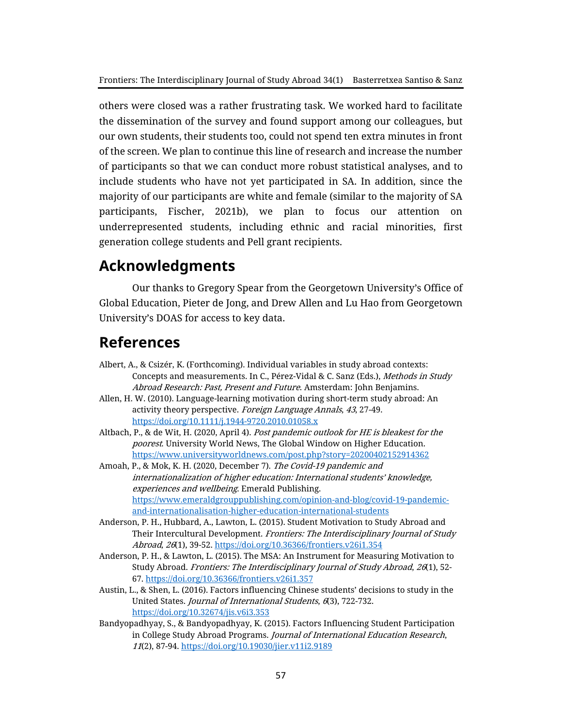others were closed was a rather frustrating task. We worked hard to facilitate the dissemination of the survey and found support among our colleagues, but our own students, their students too, could not spend ten extra minutes in front of the screen. We plan to continue this line of research and increase the number of participants so that we can conduct more robust statistical analyses, and to include students who have not yet participated in SA. In addition, since the majority of our participants are white and female (similar to the majority of SA participants, Fischer, 2021b), we plan to focus our attention on underrepresented students, including ethnic and racial minorities, first generation college students and Pell grant recipients.

## Acknowledgments

Our thanks to Gregory Spear from the Georgetown University's Office of Global Education, Pieter de Jong, and Drew Allen and Lu Hao from Georgetown University's DOAS for access to key data.

## References

Albert, A., & Csizér, K. (Forthcoming). Individual variables in study abroad contexts: Concepts and measurements. In C., Pérez-Vidal & C. Sanz (Eds.), *Methods in Study Abroad Research: Past, Present and Future*. Amsterdam: John Benjamins.

Allen, H. W. (2010). Language-learning motivation during short-term study abroad: An activity theory perspective. *Foreign Language Annals*, *43*, 27-49. https://doi.org/10.1111/j.1944-9720.2010.01058.x

Altbach, P., & de Wit, H. (2020, April 4). *Post pandemic outlook for HE is bleakest for the poorest*. University World News, The Global Window on Higher Education. https://www.universityworldnews.com/post.php?story=20200402152914362

Amoah, P., & Mok, K. H. (2020, December 7). *The Covid-19 pandemic and internationalization of higher education: International students' knowledge, experiences and wellbeing*. Emerald Publishing. https://www.emeraldgrouppublishing.com/opinion-and-blog/covid-19-pandemic-and-internationalisation-higher-education-international-students

Anderson, P. H., Hubbard, A., Lawton, L. (2015). Student Motivation to Study Abroad and Their Intercultural Development. *Frontiers: The Interdisciplinary Journal of Study Abroad*, *26*(1), 39-52. https://doi.org/10.36366/frontiers.v26i1.354

Anderson, P. H., & Lawton, L. (2015). The MSA: An Instrument for Measuring Motivation to Study Abroad. *Frontiers: The Interdisciplinary Journal of Study Abroad*, *26*(1), 52-67. https://doi.org/10.36366/frontiers.v26i1.357

Austin, L., & Shen, L. (2016). Factors influencing Chinese students' decisions to study in the United States. *Journal of International Students*, *6*(3), 722-732. https://doi.org/10.32674/jis.v6i3.353

Bandyopadhyay, S., & Bandyopadhyay, K. (2015). Factors Influencing Student Participation in College Study Abroad Programs. *Journal of International Education Research*, *11*(2), 87-94. https://doi.org/10.19030/jier.v11i2.9189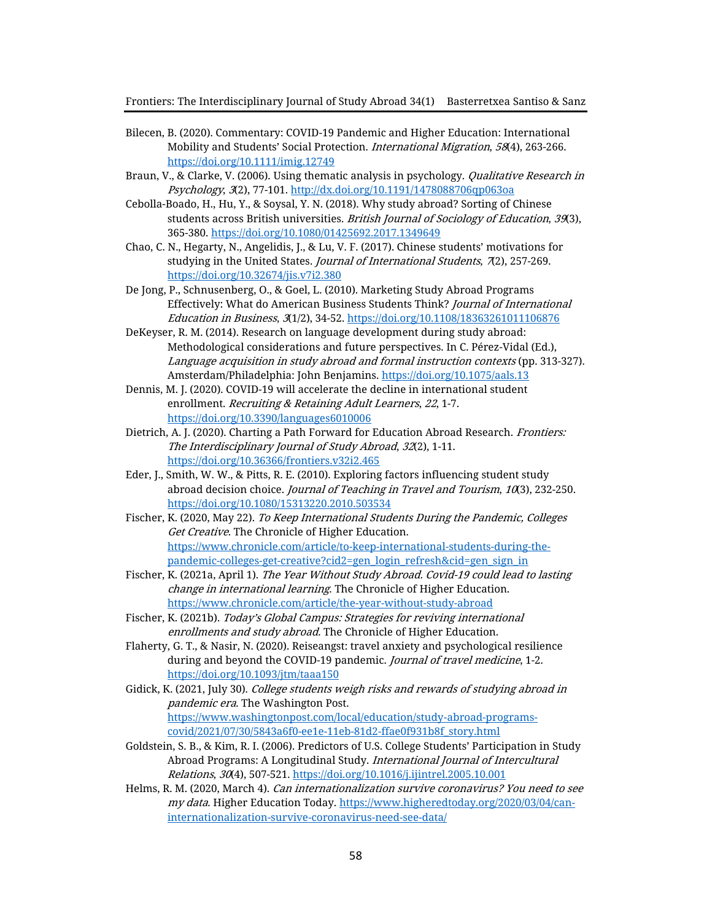Bilecen, B. (2020). Commentary: COVID-19 Pandemic and Higher Education: International Mobility and Students' Social Protection. *International Migration*, *58*(4), 263-266. https://doi.org/10.1111/imig.12749

Braun, V., & Clarke, V. (2006). Using thematic analysis in psychology. *Qualitative Research in Psychology*, *3*(2), 77-101. http://dx.doi.org/10.1191/1478088706qp063oa

Cebolla-Boado, H., Hu, Y., & Soysal, Y. N. (2018). Why study abroad? Sorting of Chinese students across British universities. *British Journal of Sociology of Education*, *39*(3), 365-380. https://doi.org/10.1080/01425692.2017.1349649

Chao, C. N., Hegarty, N., Angelidis, J., & Lu, V. F. (2017). Chinese students' motivations for studying in the United States. *Journal of International Students*, *7*(2), 257-269. https://doi.org/10.32674/jis.v7i2.380

De Jong, P., Schnusenberg, O., & Goel, L. (2010). Marketing Study Abroad Programs Effectively: What do American Business Students Think? *Journal of International Education in Business*, *3*(1/2), 34-52. https://doi.org/10.1108/18363261011106876

DeKeyser, R. M. (2014). Research on language development during study abroad: Methodological considerations and future perspectives. In C. Pérez-Vidal (Ed.), *Language acquisition in study abroad and formal instruction contexts* (pp. 313-327). Amsterdam/Philadelphia: John Benjamins. https://doi.org/10.1075/aals.13

Dennis, M. J. (2020). COVID-19 will accelerate the decline in international student enrollment. *Recruiting & Retaining Adult Learners*, *22*, 1-7. https://doi.org/10.3390/languages6010006

Dietrich, A. J. (2020). Charting a Path Forward for Education Abroad Research. *Frontiers: The Interdisciplinary Journal of Study Abroad*, *32*(2), 1-11. https://doi.org/10.36366/frontiers.v32i2.465

Eder, J., Smith, W. W., & Pitts, R. E. (2010). Exploring factors influencing student study abroad decision choice. *Journal of Teaching in Travel and Tourism*, *10*(3), 232-250. https://doi.org/10.1080/15313220.2010.503534

Fischer, K. (2020, May 22). *To Keep International Students During the Pandemic, Colleges Get Creative*. The Chronicle of Higher Education. https://www.chronicle.com/article/to-keep-international-students-during-the-pandemic-colleges-get-creative?cid2=gen_login_refresh&cid=gen_sign_in

Fischer, K. (2021a, April 1). *The Year Without Study Abroad. Covid-19 could lead to lasting change in international learning*. The Chronicle of Higher Education. https://www.chronicle.com/article/the-year-without-study-abroad

Fischer, K. (2021b). *Today's Global Campus: Strategies for reviving international enrollments and study abroad*. The Chronicle of Higher Education.

Flaherty, G. T., & Nasir, N. (2020). Reiseangst: travel anxiety and psychological resilience during and beyond the COVID-19 pandemic. *Journal of travel medicine*, 1-2. https://doi.org/10.1093/jtm/taaa150

Gidick, K. (2021, July 30). *College students weigh risks and rewards of studying abroad in pandemic era*. The Washington Post. https://www.washingtonpost.com/local/education/study-abroad-programs-covid/2021/07/30/5843a6f0-ee1e-11eb-81d2-ffae0f931b8f_story.html

Goldstein, S. B., & Kim, R. I. (2006). Predictors of U.S. College Students' Participation in Study Abroad Programs: A Longitudinal Study. *International Journal of Intercultural Relations*, *30*(4), 507-521. https://doi.org/10.1016/j.ijintrel.2005.10.001

Helms, R. M. (2020, March 4). *Can internationalization survive coronavirus? You need to see my data*. Higher Education Today. https://www.higheredtoday.org/2020/03/04/can-internationalization-survive-coronavirus-need-see-data/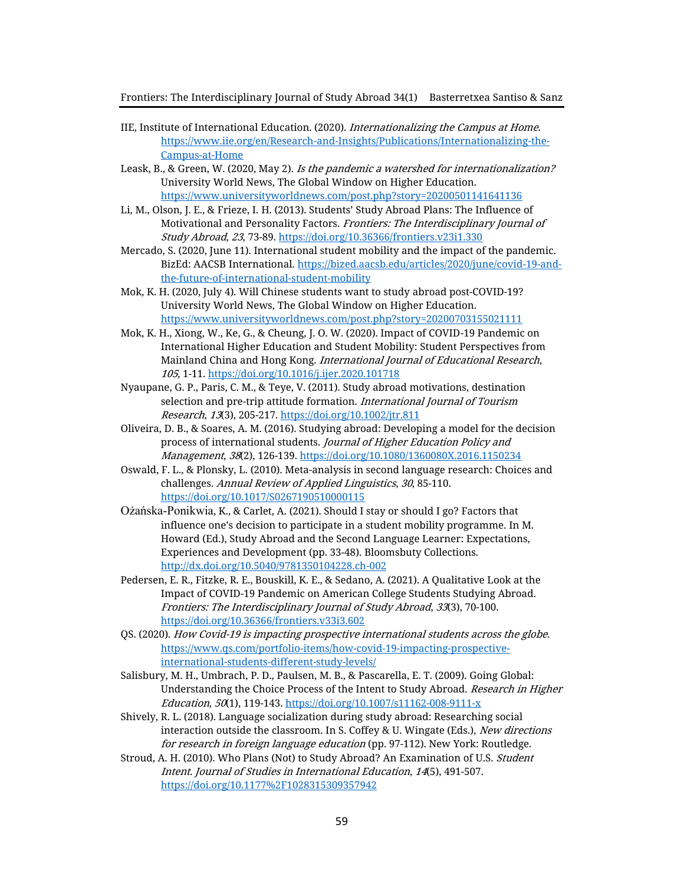IIE, Institute of International Education. (2020). *Internationalizing the Campus at Home*. https://www.iie.org/en/Research-and-Insights/Publications/Internationalizing-the-Campus-at-Home

Leask, B., & Green, W. (2020, May 2). *Is the pandemic a watershed for internationalization?* University World News, The Global Window on Higher Education. https://www.universityworldnews.com/post.php?story=20200501141641136

Li, M., Olson, J. E., & Frieze, I. H. (2013). Students' Study Abroad Plans: The Influence of Motivational and Personality Factors. *Frontiers: The Interdisciplinary Journal of Study Abroad*, *23*, 73-89. https://doi.org/10.36366/frontiers.v23i1.330

Mercado, S. (2020, June 11). International student mobility and the impact of the pandemic. BizEd: AACSB International. https://bized.aacsb.edu/articles/2020/june/covid-19-and-the-future-of-international-student-mobility

Mok, K. H. (2020, July 4). Will Chinese students want to study abroad post-COVID-19? University World News, The Global Window on Higher Education. https://www.universityworldnews.com/post.php?story=20200703155021111

Mok, K. H., Xiong, W., Ke, G., & Cheung, J. O. W. (2020). Impact of COVID-19 Pandemic on International Higher Education and Student Mobility: Student Perspectives from Mainland China and Hong Kong. *International Journal of Educational Research*, *105*, 1-11. https://doi.org/10.1016/j.ijer.2020.101718

Nyaupane, G. P., Paris, C. M., & Teye, V. (2011). Study abroad motivations, destination selection and pre-trip attitude formation. *International Journal of Tourism Research*, *13*(3), 205-217. https://doi.org/10.1002/jtr.811

Oliveira, D. B., & Soares, A. M. (2016). Studying abroad: Developing a model for the decision process of international students. *Journal of Higher Education Policy and Management*, *38*(2), 126-139. https://doi.org/10.1080/1360080X.2016.1150234

Oswald, F. L., & Plonsky, L. (2010). Meta-analysis in second language research: Choices and challenges. *Annual Review of Applied Linguistics*, *30*, 85-110. https://doi.org/10.1017/S0267190510000115

Ożańska-Ponikwia, K., & Carlet, A. (2021). Should I stay or should I go? Factors that influence one's decision to participate in a student mobility programme. In M. Howard (Ed.), Study Abroad and the Second Language Learner: Expectations, Experiences and Development (pp. 33-48). Bloomsbuty Collections. http://dx.doi.org/10.5040/9781350104228.ch-002

Pedersen, E. R., Fitzke, R. E., Bouskill, K. E., & Sedano, A. (2021). A Qualitative Look at the Impact of COVID-19 Pandemic on American College Students Studying Abroad. *Frontiers: The Interdisciplinary Journal of Study Abroad*, *33*(3), 70-100. https://doi.org/10.36366/frontiers.v33i3.602

QS. (2020). *How Covid-19 is impacting prospective international students across the globe*. https://www.qs.com/portfolio-items/how-covid-19-impacting-prospective-international-students-different-study-levels/

Salisbury, M. H., Umbrach, P. D., Paulsen, M. B., & Pascarella, E. T. (2009). Going Global: Understanding the Choice Process of the Intent to Study Abroad. *Research in Higher Education*, *50*(1), 119-143. https://doi.org/10.1007/s11162-008-9111-x

Shively, R. L. (2018). Language socialization during study abroad: Researching social interaction outside the classroom. In S. Coffey & U. Wingate (Eds.), *New directions for research in foreign language education* (pp. 97-112). New York: Routledge.

Stroud, A. H. (2010). Who Plans (Not) to Study Abroad? An Examination of U.S. *Student Intent. Journal of Studies in International Education*, *14*(5), 491-507. https://doi.org/10.1177%2F1028315309357942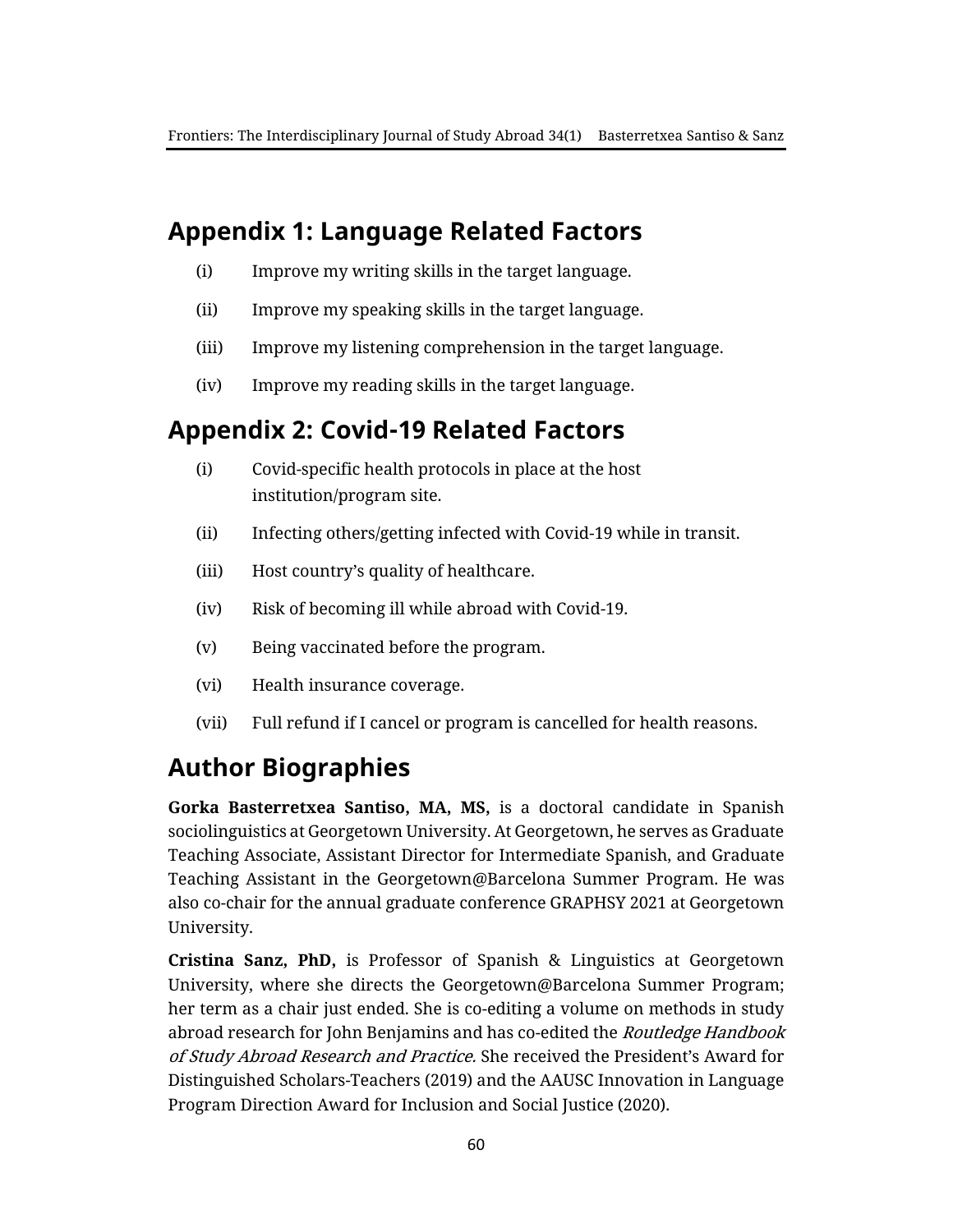## Appendix 1: Language Related Factors

(i) Improve my writing skills in the target language.

(ii) Improve my speaking skills in the target language.

(iii) Improve my listening comprehension in the target language.

(iv) Improve my reading skills in the target language.

## Appendix 2: Covid-19 Related Factors

(i) Covid-specific health protocols in place at the host institution/program site.

(ii) Infecting others/getting infected with Covid-19 while in transit.

(iii) Host country's quality of healthcare.

(iv) Risk of becoming ill while abroad with Covid-19.

(v) Being vaccinated before the program.

(vi) Health insurance coverage.

(vii) Full refund if I cancel or program is cancelled for health reasons.

## Author Biographies

**Gorka Basterretxea Santiso, MA, MS,** is a doctoral candidate in Spanish sociolinguistics at Georgetown University. At Georgetown, he serves as Graduate Teaching Associate, Assistant Director for Intermediate Spanish, and Graduate Teaching Assistant in the Georgetown@Barcelona Summer Program. He was also co-chair for the annual graduate conference GRAPHSY 2021 at Georgetown University.

**Cristina Sanz, PhD,** is Professor of Spanish & Linguistics at Georgetown University, where she directs the Georgetown@Barcelona Summer Program; her term as a chair just ended. She is co-editing a volume on methods in study abroad research for John Benjamins and has co-edited the *Routledge Handbook of Study Abroad Research and Practice.* She received the President's Award for Distinguished Scholars-Teachers (2019) and the AAUSC Innovation in Language Program Direction Award for Inclusion and Social Justice (2020).